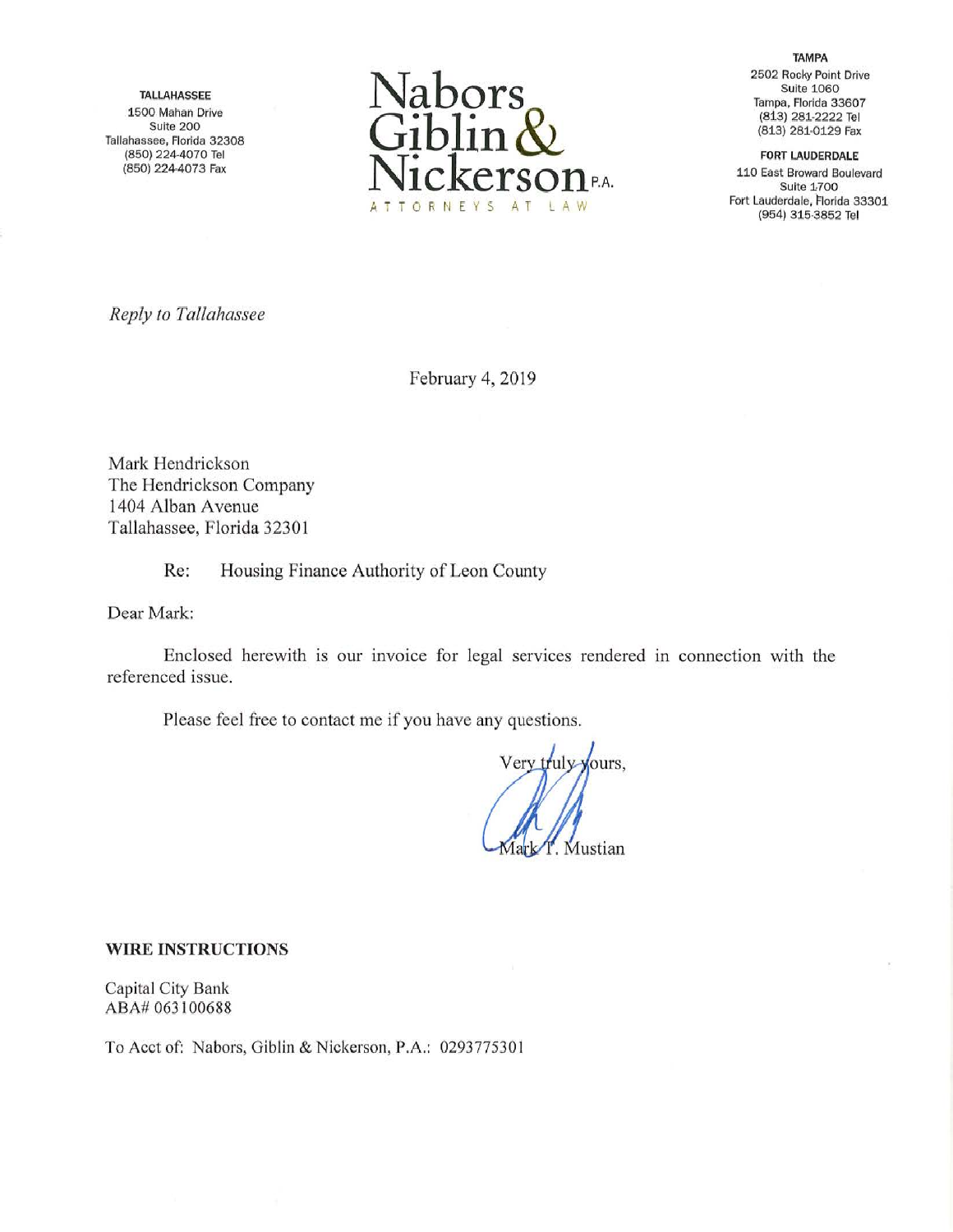**TALLAHASSEE**
1500 Mahan Drive
Suite 200
Tallahassee, Florida 32308
(850) 224-4070 Tel
(850) 224-4073 Fax

# Nabors Giblin & Nickerson P.A.

ATTORNEYS AT LAW

**TAMPA**
2502 Rocky Point Drive
Suite 1060
Tampa, Florida 33607
(813) 281-2222 Tel
(813) 281-0129 Fax

**FORT LAUDERDALE**
110 East Broward Boulevard
Suite 1700
Fort Lauderdale, Florida 33301
(954) 315-3852 Tel

*Reply to Tallahassee*

February 4, 2019

Mark Hendrickson
The Hendrickson Company
1404 Alban Avenue
Tallahassee, Florida 32301

Re: Housing Finance Authority of Leon County

Dear Mark:

Enclosed herewith is our invoice for legal services rendered in connection with the referenced issue.

Please feel free to contact me if you have any questions.

Very truly yours,

Mark T. Mustian

**WIRE INSTRUCTIONS**

Capital City Bank
ABA# 063100688

To Acct of: Nabors, Giblin & Nickerson, P.A.: 0293775301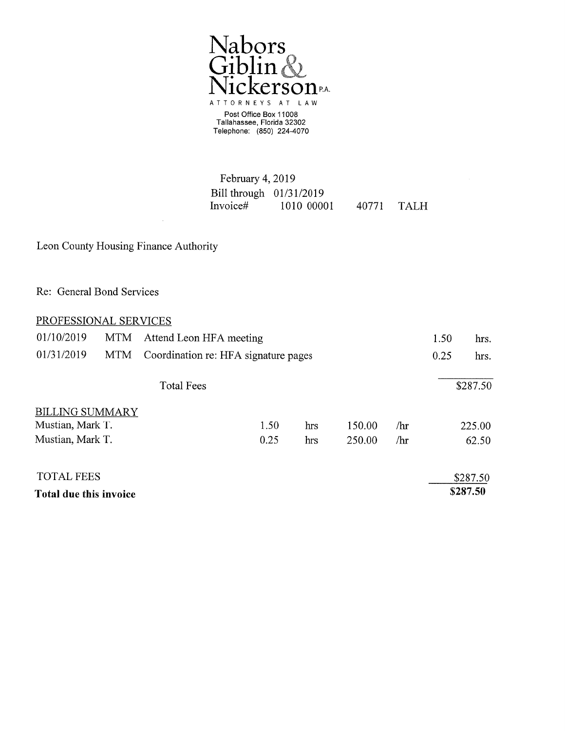# Nabors Giblin & Nickerson P.A.

ATTORNEYS AT LAW

Post Office Box 11008
Tallahassee, Florida 32302
Telephone: (850) 224-4070

February 4, 2019
Bill through 01/31/2019
Invoice# 1010 00001 40771 TALH

Leon County Housing Finance Authority

Re: General Bond Services

PROFESSIONAL SERVICES

| | | | | |
|---|---|---|---|---|
| 01/10/2019 | MTM | Attend Leon HFA meeting | 1.50 | hrs. |
| 01/31/2019 | MTM | Coordination re: HFA signature pages | 0.25 | hrs. |
| | | Total Fees | | $287.50 |

BILLING SUMMARY

| | | | | | |
|---|---|---|---|---|---|
| Mustian, Mark T. | 1.50 | hrs | 150.00 | /hr | 225.00 |
| Mustian, Mark T. | 0.25 | hrs | 250.00 | /hr | 62.50 |

TOTAL FEES $287.50

**Total due this invoice** **$287.50**